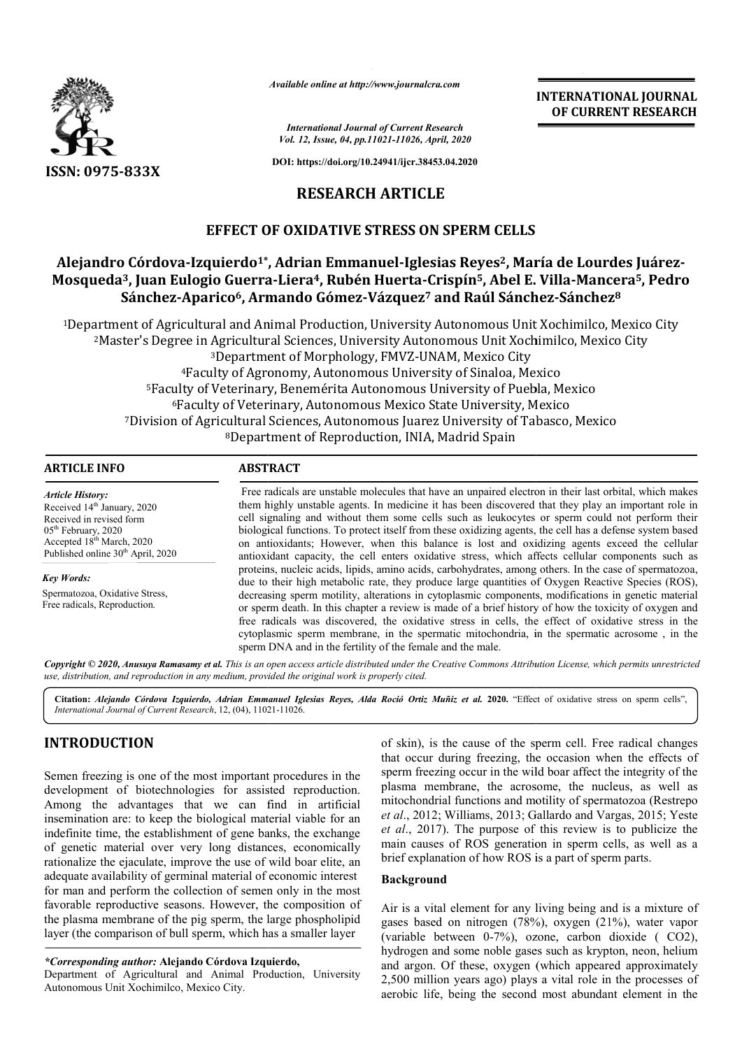*Available online at http://www.journalcra.com*

*International Journal of Current Research*
*Vol. 12, Issue, 04, pp.11021-11026, April, 2020*

**DOI: https://doi.org/10.24941/ijcr.38453.04.2020**

ISSN: 0975-833X

**INTERNATIONAL JOURNAL OF CURRENT RESEARCH**

# RESEARCH ARTICLE

## EFFECT OF OXIDATIVE STRESS ON SPERM CELLS

**Alejandro Córdova-Izquierdo[1*], Adrian Emmanuel-Iglesias Reyes[2], María de Lourdes Juárez-Mosqueda[3], Juan Eulogio Guerra-Liera[4], Rubén Huerta-Crispín[5], Abel E. Villa-Mancera[5], Pedro Sánchez-Aparico[6], Armando Gómez-Vázquez[7] and Raúl Sánchez-Sánchez[8]**

[1]Department of Agricultural and Animal Production, University Autonomous Unit Xochimilco, Mexico City
[2]Master's Degree in Agricultural Sciences, University Autonomous Unit Xochimilco, Mexico City
[3]Department of Morphology, FMVZ-UNAM, Mexico City
[4]Faculty of Agronomy, Autonomous University of Sinaloa, Mexico
[5]Faculty of Veterinary, Benemérita Autonomous University of Puebla, Mexico
[6]Faculty of Veterinary, Autonomous Mexico State University, Mexico
[7]Division of Agricultural Sciences, Autonomous Juarez University of Tabasco, Mexico
[8]Department of Reproduction, INIA, Madrid Spain

**ARTICLE INFO**

*Article History:*
Received 14th January, 2020
Received in revised form
05th February, 2020
Accepted 18th March, 2020
Published online 30th April, 2020

*Key Words:*
Spermatozoa, Oxidative Stress, Free radicals, Reproduction.

**ABSTRACT**

Free radicals are unstable molecules that have an unpaired electron in their last orbital, which makes them highly unstable agents. In medicine it has been discovered that they play an important role in cell signaling and without them some cells such as leukocytes or sperm could not perform their biological functions. To protect itself from these oxidizing agents, the cell has a defense system based on antioxidants; However, when this balance is lost and oxidizing agents exceed the cellular antioxidant capacity, the cell enters oxidative stress, which affects cellular components such as proteins, nucleic acids, lipids, amino acids, carbohydrates, among others. In the case of spermatozoa, due to their high metabolic rate, they produce large quantities of Oxygen Reactive Species (ROS), decreasing sperm motility, alterations in cytoplasmic components, modifications in genetic material or sperm death. In this chapter a review is made of a brief history of how the toxicity of oxygen and free radicals was discovered, the oxidative stress in cells, the effect of oxidative stress in the cytoplasmic sperm membrane, in the spermatic mitochondria, in the spermatic acrosome , in the sperm DNA and in the fertility of the female and the male.

*Copyright © 2020, Anusuya Ramasamy et al. This is an open access article distributed under the Creative Commons Attribution License, which permits unrestricted use, distribution, and reproduction in any medium, provided the original work is properly cited.*

**Citation:** *Alejandro Córdova Izquierdo, Adrian Emmanuel Iglesias Reyes, Alda Roció Ortiz Muñiz et al.* **2020.** "Effect of oxidative stress on sperm cells", *International Journal of Current Research*, 12, (04), 11021-11026.

# INTRODUCTION

Semen freezing is one of the most important procedures in the development of biotechnologies for assisted reproduction. Among the advantages that we can find in artificial insemination are: to keep the biological material viable for an indefinite time, the establishment of gene banks, the exchange of genetic material over very long distances, economically rationalize the ejaculate, improve the use of wild boar elite, an adequate availability of germinal material of economic interest for man and perform the collection of semen only in the most favorable reproductive seasons. However, the composition of the plasma membrane of the pig sperm, the large phospholipid layer (the comparison of bull sperm, which has a smaller layer of skin), is the cause of the sperm cell. Free radical changes that occur during freezing, the occasion when the effects of sperm freezing occur in the wild boar affect the integrity of the plasma membrane, the acrosome, the nucleus, as well as mitochondrial functions and motility of spermatozoa (Restrepo *et al*., 2012; Williams, 2013; Gallardo and Vargas, 2015; Yeste *et al*., 2017). The purpose of this review is to publicize the main causes of ROS generation in sperm cells, as well as a brief explanation of how ROS is a part of sperm parts.

## Background

Air is a vital element for any living being and is a mixture of gases based on nitrogen (78%), oxygen (21%), water vapor (variable between 0-7%), ozone, carbon dioxide ( $CO_2$), hydrogen and some noble gases such as krypton, neon, helium and argon. Of these, oxygen (which appeared approximately 2,500 million years ago) plays a vital role in the processes of aerobic life, being the second most abundant element in the

*\*Corresponding author:* **Alejandro Córdova Izquierdo,**
Department of Agricultural and Animal Production, University Autonomous Unit Xochimilco, Mexico City.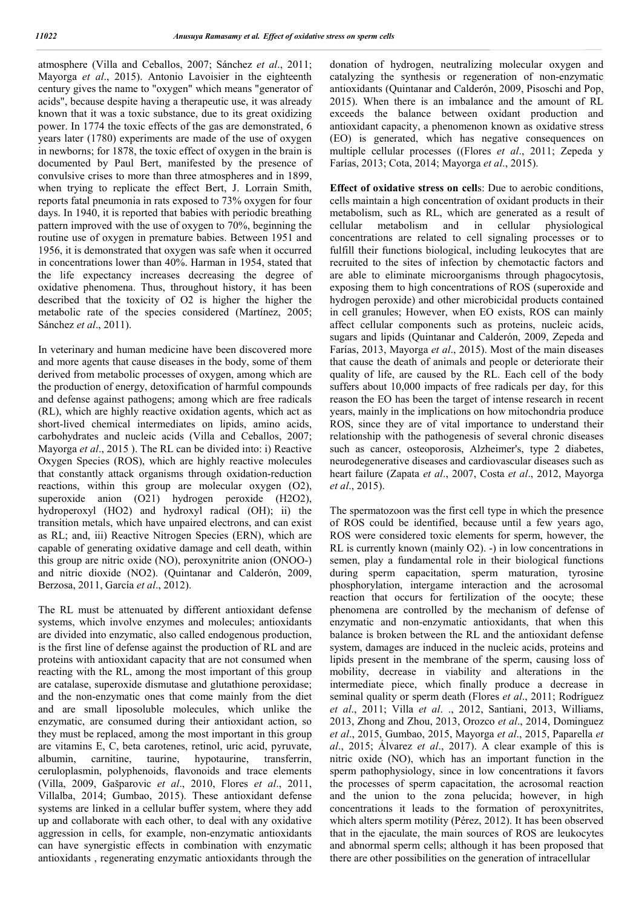atmosphere (Villa and Ceballos, 2007; Sánchez *et al*., 2011; Mayorga *et al*., 2015). Antonio Lavoisier in the eighteenth century gives the name to "oxygen" which means "generator of acids", because despite having a therapeutic use, it was already known that it was a toxic substance, due to its great oxidizing power. In 1774 the toxic effects of the gas are demonstrated, 6 years later (1780) experiments are made of the use of oxygen in newborns; for 1878, the toxic effect of oxygen in the brain is documented by Paul Bert, manifested by the presence of convulsive crises to more than three atmospheres and in 1899, when trying to replicate the effect Bert, J. Lorrain Smith, reports fatal pneumonia in rats exposed to 73% oxygen for four days. In 1940, it is reported that babies with periodic breathing pattern improved with the use of oxygen to 70%, beginning the routine use of oxygen in premature babies. Between 1951 and 1956, it is demonstrated that oxygen was safe when it occurred in concentrations lower than 40%. Harman in 1954, stated that the life expectancy increases decreasing the degree of oxidative phenomena. Thus, throughout history, it has been described that the toxicity of O2 is higher the higher the metabolic rate of the species considered (Martínez, 2005; Sánchez *et al*., 2011).

In veterinary and human medicine have been discovered more and more agents that cause diseases in the body, some of them derived from metabolic processes of oxygen, among which are the production of energy, detoxification of harmful compounds and defense against pathogens; among which are free radicals (RL), which are highly reactive oxidation agents, which act as short-lived chemical intermediates on lipids, amino acids, carbohydrates and nucleic acids (Villa and Ceballos, 2007; Mayorga *et al*., 2015 ). The RL can be divided into: i) Reactive Oxygen Species (ROS), which are highly reactive molecules that constantly attack organisms through oxidation-reduction reactions, within this group are molecular oxygen (O2), superoxide anion (O21) hydrogen peroxide (H2O2), hydroperoxyl (HO2) and hydroxyl radical (OH); ii) the transition metals, which have unpaired electrons, and can exist as RL; and, iii) Reactive Nitrogen Species (ERN), which are capable of generating oxidative damage and cell death, within this group are nitric oxide (NO), peroxynitrite anion (ONOO-) and nitric dioxide (NO2). (Quintanar and Calderón, 2009, Berzosa, 2011, García *et al*., 2012).

The RL must be attenuated by different antioxidant defense systems, which involve enzymes and molecules; antioxidants are divided into enzymatic, also called endogenous production, is the first line of defense against the production of RL and are proteins with antioxidant capacity that are not consumed when reacting with the RL, among the most important of this group are catalase, superoxide dismutase and glutathione peroxidase; and the non-enzymatic ones that come mainly from the diet and are small liposoluble molecules, which unlike the enzymatic, are consumed during their antioxidant action, so they must be replaced, among the most important in this group are vitamins E, C, beta carotenes, retinol, uric acid, pyruvate, albumin, carnitine, taurine, hypotaurine, transferrin, ceruloplasmin, polyphenoids, flavonoids and trace elements (Villa, 2009, Gašparovic *et al*., 2010, Flores *et al*., 2011, Villalba, 2014; Gumbao, 2015). These antioxidant defense systems are linked in a cellular buffer system, where they add up and collaborate with each other, to deal with any oxidative aggression in cells, for example, non-enzymatic antioxidants can have synergistic effects in combination with enzymatic antioxidants , regenerating enzymatic antioxidants through the donation of hydrogen, neutralizing molecular oxygen and catalyzing the synthesis or regeneration of non-enzymatic antioxidants (Quintanar and Calderón, 2009, Pisoschi and Pop, 2015). When there is an imbalance and the amount of RL exceeds the balance between oxidant production and antioxidant capacity, a phenomenon known as oxidative stress (EO) is generated, which has negative consequences on multiple cellular processes ((Flores *et al*., 2011; Zepeda y Farías, 2013; Cota, 2014; Mayorga *et al*., 2015).

**Effect of oxidative stress on cell**s: Due to aerobic conditions, cells maintain a high concentration of oxidant products in their metabolism, such as RL, which are generated as a result of cellular metabolism and in cellular physiological concentrations are related to cell signaling processes or to fulfill their functions biological, including leukocytes that are recruited to the sites of infection by chemotactic factors and are able to eliminate microorganisms through phagocytosis, exposing them to high concentrations of ROS (superoxide and hydrogen peroxide) and other microbicidal products contained in cell granules; However, when EO exists, ROS can mainly affect cellular components such as proteins, nucleic acids, sugars and lipids (Quintanar and Calderón, 2009, Zepeda and Farías, 2013, Mayorga *et al*., 2015). Most of the main diseases that cause the death of animals and people or deteriorate their quality of life, are caused by the RL. Each cell of the body suffers about 10,000 impacts of free radicals per day, for this reason the EO has been the target of intense research in recent years, mainly in the implications on how mitochondria produce ROS, since they are of vital importance to understand their relationship with the pathogenesis of several chronic diseases such as cancer, osteoporosis, Alzheimer's, type 2 diabetes, neurodegenerative diseases and cardiovascular diseases such as heart failure (Zapata *et al*., 2007, Costa *et al*., 2012, Mayorga *et al*., 2015).

The spermatozoon was the first cell type in which the presence of ROS could be identified, because until a few years ago, ROS were considered toxic elements for sperm, however, the RL is currently known (mainly O2). -) in low concentrations in semen, play a fundamental role in their biological functions during sperm capacitation, sperm maturation, tyrosine phosphorylation, intergame interaction and the acrosomal reaction that occurs for fertilization of the oocyte; these phenomena are controlled by the mechanism of defense of enzymatic and non-enzymatic antioxidants, that when this balance is broken between the RL and the antioxidant defense system, damages are induced in the nucleic acids, proteins and lipids present in the membrane of the sperm, causing loss of mobility, decrease in viability and alterations in the intermediate piece, which finally produce a decrease in seminal quality or sperm death (Flores *et al*., 2011; Rodríguez *et al*., 2011; Villa *et al*. ., 2012, Santiani, 2013, Williams, 2013, Zhong and Zhou, 2013, Orozco *et al*., 2014, Dominguez *et al*., 2015, Gumbao, 2015, Mayorga *et al*., 2015, Paparella *et al*., 2015; Álvarez *et al*., 2017). A clear example of this is nitric oxide (NO), which has an important function in the sperm pathophysiology, since in low concentrations it favors the processes of sperm capacitation, the acrosomal reaction and the union to the zona pelucida; however, in high concentrations it leads to the formation of peroxynitrites, which alters sperm motility (Pérez, 2012). It has been observed that in the ejaculate, the main sources of ROS are leukocytes and abnormal sperm cells; although it has been proposed that there are other possibilities on the generation of intracellular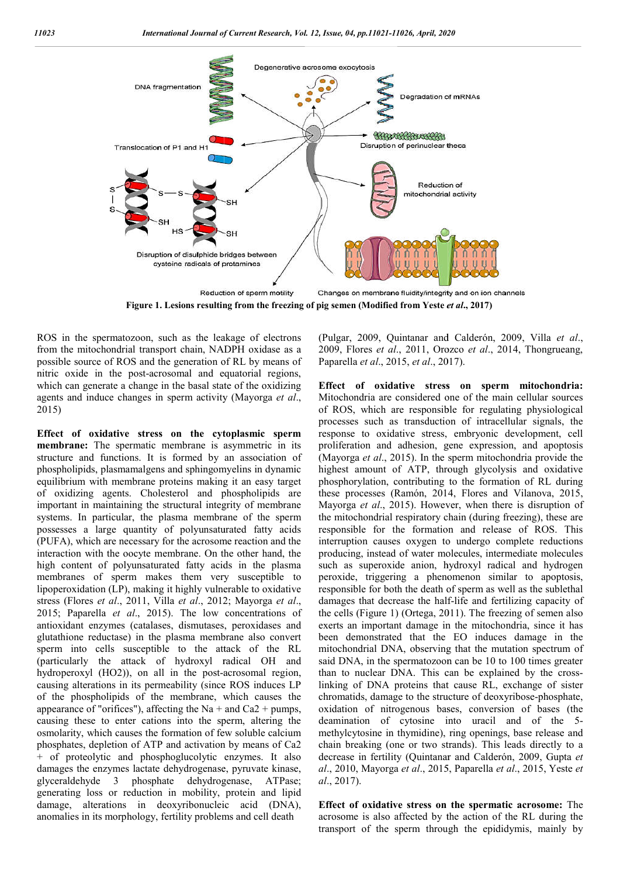Figure 1. Lesions resulting from the freezing of pig semen (Modified from Yeste *et al*., 2017)

ROS in the spermatozoon, such as the leakage of electrons from the mitochondrial transport chain, NADPH oxidase as a possible source of ROS and the generation of RL by means of nitric oxide in the post-acrosomal and equatorial regions, which can generate a change in the basal state of the oxidizing agents and induce changes in sperm activity (Mayorga *et al*., 2015)

**Effect of oxidative stress on the cytoplasmic sperm membrane:** The spermatic membrane is asymmetric in its structure and functions. It is formed by an association of phospholipids, plasmamalgens and sphingomyelins in dynamic equilibrium with membrane proteins making it an easy target of oxidizing agents. Cholesterol and phospholipids are important in maintaining the structural integrity of membrane systems. In particular, the plasma membrane of the sperm possesses a large quantity of polyunsaturated fatty acids (PUFA), which are necessary for the acrosome reaction and the interaction with the oocyte membrane. On the other hand, the high content of polyunsaturated fatty acids in the plasma membranes of sperm makes them very susceptible to lipoperoxidation (LP), making it highly vulnerable to oxidative stress (Flores *et al*., 2011, Villa *et al*., 2012; Mayorga *et al*., 2015; Paparella *et al*., 2015). The low concentrations of antioxidant enzymes (catalases, dismutases, peroxidases and glutathione reductase) in the plasma membrane also convert sperm into cells susceptible to the attack of the RL (particularly the attack of hydroxyl radical OH and hydroperoxyl (HO2)), on all in the post-acrosomal region, causing alterations in its permeability (since ROS induces LP of the phospholipids of the membrane, which causes the appearance of "orifices"), affecting the Na + and Ca2 + pumps, causing these to enter cations into the sperm, altering the osmolarity, which causes the formation of few soluble calcium phosphates, depletion of ATP and activation by means of Ca2 + of proteolytic and phosphoglucolytic enzymes. It also damages the enzymes lactate dehydrogenase, pyruvate kinase, glyceraldehyde 3 phosphate dehydrogenase, ATPase; generating loss or reduction in mobility, protein and lipid damage, alterations in deoxyribonucleic acid (DNA), anomalies in its morphology, fertility problems and cell death (Pulgar, 2009, Quintanar and Calderón, 2009, Villa *et al*., 2009, Flores *et al*., 2011, Orozco *et al*., 2014, Thongrueang, Paparella *et al*., 2015, *et al*., 2017).

**Effect of oxidative stress on sperm mitochondria:** Mitochondria are considered one of the main cellular sources of ROS, which are responsible for regulating physiological processes such as transduction of intracellular signals, the response to oxidative stress, embryonic development, cell proliferation and adhesion, gene expression, and apoptosis (Mayorga *et al*., 2015). In the sperm mitochondria provide the highest amount of ATP, through glycolysis and oxidative phosphorylation, contributing to the formation of RL during these processes (Ramón, 2014, Flores and Vilanova, 2015, Mayorga *et al*., 2015). However, when there is disruption of the mitochondrial respiratory chain (during freezing), these are responsible for the formation and release of ROS. This interruption causes oxygen to undergo complete reductions producing, instead of water molecules, intermediate molecules such as superoxide anion, hydroxyl radical and hydrogen peroxide, triggering a phenomenon similar to apoptosis, responsible for both the death of sperm as well as the sublethal damages that decrease the half-life and fertilizing capacity of the cells (Figure 1) (Ortega, 2011). The freezing of semen also exerts an important damage in the mitochondria, since it has been demonstrated that the EO induces damage in the mitochondrial DNA, observing that the mutation spectrum of said DNA, in the spermatozoon can be 10 to 100 times greater than to nuclear DNA. This can be explained by the cross-linking of DNA proteins that cause RL, exchange of sister chromatids, damage to the structure of deoxyribose-phosphate, oxidation of nitrogenous bases, conversion of bases (the deamination of cytosine into uracil and of the 5-methylcytosine in thymidine), ring openings, base release and chain breaking (one or two strands). This leads directly to a decrease in fertility (Quintanar and Calderón, 2009, Gupta *et al*., 2010, Mayorga *et al*., 2015, Paparella *et al*., 2015, Yeste *et al*., 2017).

**Effect of oxidative stress on the spermatic acrosome:** The acrosome is also affected by the action of the RL during the transport of the sperm through the epididymis, mainly by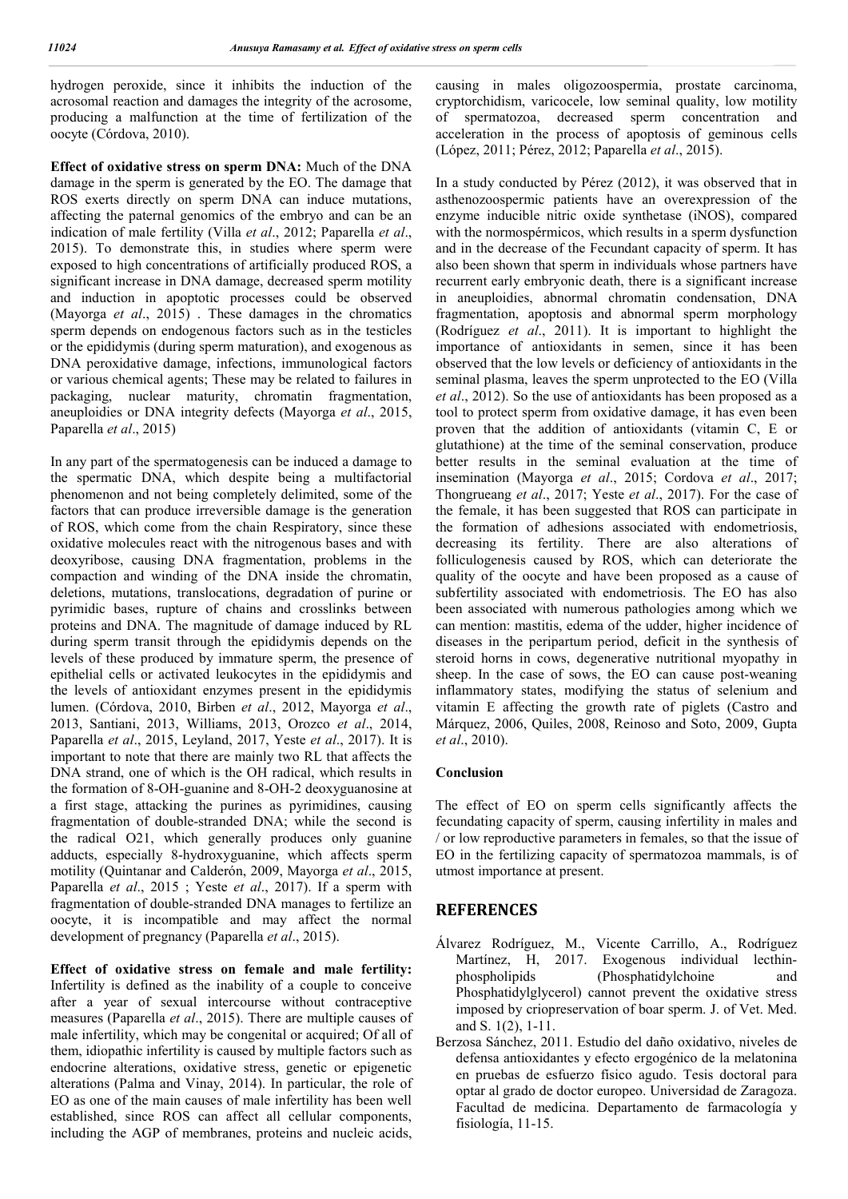hydrogen peroxide, since it inhibits the induction of the acrosomal reaction and damages the integrity of the acrosome, producing a malfunction at the time of fertilization of the oocyte (Córdova, 2010).

**Effect of oxidative stress on sperm DNA:** Much of the DNA damage in the sperm is generated by the EO. The damage that ROS exerts directly on sperm DNA can induce mutations, affecting the paternal genomics of the embryo and can be an indication of male fertility (Villa *et al*., 2012; Paparella *et al*., 2015). To demonstrate this, in studies where sperm were exposed to high concentrations of artificially produced ROS, a significant increase in DNA damage, decreased sperm motility and induction in apoptotic processes could be observed (Mayorga *et al*., 2015) . These damages in the chromatics sperm depends on endogenous factors such as in the testicles or the epididymis (during sperm maturation), and exogenous as DNA peroxidative damage, infections, immunological factors or various chemical agents; These may be related to failures in packaging, nuclear maturity, chromatin fragmentation, aneuploidies or DNA integrity defects (Mayorga *et al*., 2015, Paparella *et al*., 2015)

In any part of the spermatogenesis can be induced a damage to the spermatic DNA, which despite being a multifactorial phenomenon and not being completely delimited, some of the factors that can produce irreversible damage is the generation of ROS, which come from the chain Respiratory, since these oxidative molecules react with the nitrogenous bases and with deoxyribose, causing DNA fragmentation, problems in the compaction and winding of the DNA inside the chromatin, deletions, mutations, translocations, degradation of purine or pyrimidic bases, rupture of chains and crosslinks between proteins and DNA. The magnitude of damage induced by RL during sperm transit through the epididymis depends on the levels of these produced by immature sperm, the presence of epithelial cells or activated leukocytes in the epididymis and the levels of antioxidant enzymes present in the epididymis lumen. (Córdova, 2010, Birben *et al*., 2012, Mayorga *et al*., 2013, Santiani, 2013, Williams, 2013, Orozco *et al*., 2014, Paparella *et al*., 2015, Leyland, 2017, Yeste *et al*., 2017). It is important to note that there are mainly two RL that affects the DNA strand, one of which is the OH radical, which results in the formation of 8-OH-guanine and 8-OH-2 deoxyguanosine at a first stage, attacking the purines as pyrimidines, causing fragmentation of double-stranded DNA; while the second is the radical O21, which generally produces only guanine adducts, especially 8-hydroxyguanine, which affects sperm motility (Quintanar and Calderón, 2009, Mayorga *et al*., 2015, Paparella *et al*., 2015 ; Yeste *et al*., 2017). If a sperm with fragmentation of double-stranded DNA manages to fertilize an oocyte, it is incompatible and may affect the normal development of pregnancy (Paparella *et al*., 2015).

**Effect of oxidative stress on female and male fertility:** Infertility is defined as the inability of a couple to conceive after a year of sexual intercourse without contraceptive measures (Paparella *et al*., 2015). There are multiple causes of male infertility, which may be congenital or acquired; Of all of them, idiopathic infertility is caused by multiple factors such as endocrine alterations, oxidative stress, genetic or epigenetic alterations (Palma and Vinay, 2014). In particular, the role of EO as one of the main causes of male infertility has been well established, since ROS can affect all cellular components, including the AGP of membranes, proteins and nucleic acids, causing in males oligozoospermia, prostate carcinoma, cryptorchidism, varicocele, low seminal quality, low motility of spermatozoa, decreased sperm concentration and acceleration in the process of apoptosis of geminous cells (López, 2011; Pérez, 2012; Paparella *et al*., 2015).

In a study conducted by Pérez (2012), it was observed that in asthenozoospermic patients have an overexpression of the enzyme inducible nitric oxide synthetase (iNOS), compared with the normospérmicos, which results in a sperm dysfunction and in the decrease of the Fecundant capacity of sperm. It has also been shown that sperm in individuals whose partners have recurrent early embryonic death, there is a significant increase in aneuploidies, abnormal chromatin condensation, DNA fragmentation, apoptosis and abnormal sperm morphology (Rodríguez *et al*., 2011). It is important to highlight the importance of antioxidants in semen, since it has been observed that the low levels or deficiency of antioxidants in the seminal plasma, leaves the sperm unprotected to the EO (Villa *et al*., 2012). So the use of antioxidants has been proposed as a tool to protect sperm from oxidative damage, it has even been proven that the addition of antioxidants (vitamin C, E or glutathione) at the time of the seminal conservation, produce better results in the seminal evaluation at the time of insemination (Mayorga *et al*., 2015; Cordova *et al*., 2017; Thongrueang *et al*., 2017; Yeste *et al*., 2017). For the case of the female, it has been suggested that ROS can participate in the formation of adhesions associated with endometriosis, decreasing its fertility. There are also alterations of folliculogenesis caused by ROS, which can deteriorate the quality of the oocyte and have been proposed as a cause of subfertility associated with endometriosis. The EO has also been associated with numerous pathologies among which we can mention: mastitis, edema of the udder, higher incidence of diseases in the peripartum period, deficit in the synthesis of steroid horns in cows, degenerative nutritional myopathy in sheep. In the case of sows, the EO can cause post-weaning inflammatory states, modifying the status of selenium and vitamin E affecting the growth rate of piglets (Castro and Márquez, 2006, Quiles, 2008, Reinoso and Soto, 2009, Gupta *et al*., 2010).

## Conclusion

The effect of EO on sperm cells significantly affects the fecundating capacity of sperm, causing infertility in males and / or low reproductive parameters in females, so that the issue of EO in the fertilizing capacity of spermatozoa mammals, is of utmost importance at present.

## REFERENCES

Álvarez Rodríguez, M., Vicente Carrillo, A., Rodríguez Martínez, H, 2017. Exogenous individual lecthin-phospholipids (Phosphatidylchoine and Phosphatidylglycerol) cannot prevent the oxidative stress imposed by criopreservation of boar sperm. J. of Vet. Med. and S. 1(2), 1-11.

Berzosa Sánchez, 2011. Estudio del daño oxidativo, niveles de defensa antioxidantes y efecto ergogénico de la melatonina en pruebas de esfuerzo físico agudo. Tesis doctoral para optar al grado de doctor europeo. Universidad de Zaragoza. Facultad de medicina. Departamento de farmacología y fisiología, 11-15.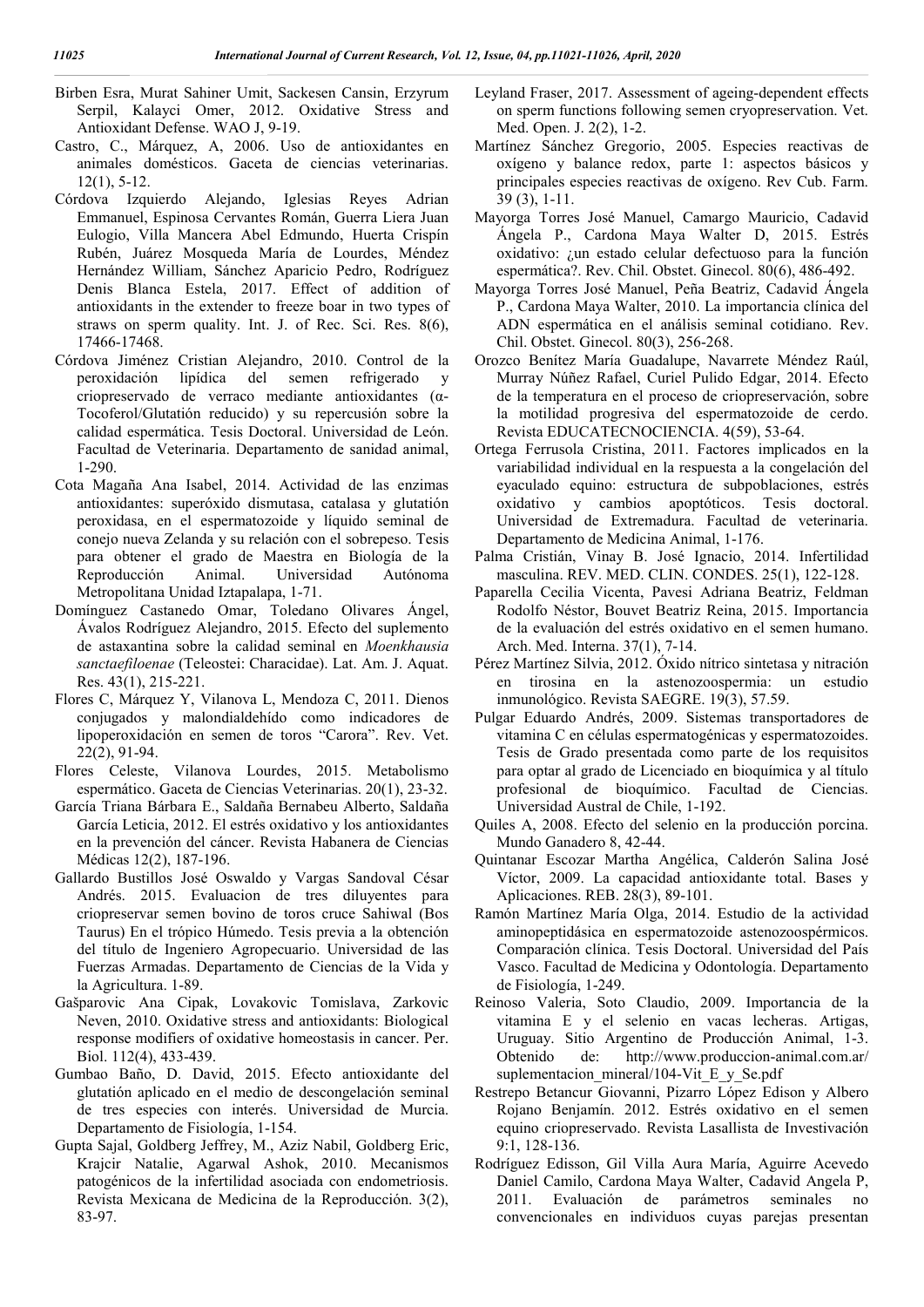Birben Esra, Murat Sahiner Umit, Sackesen Cansin, Erzyrum Serpil, Kalayci Omer, 2012. Oxidative Stress and Antioxidant Defense. WAO J, 9-19.

Castro, C., Márquez, A, 2006. Uso de antioxidantes en animales domésticos. Gaceta de ciencias veterinarias. 12(1), 5-12.

Córdova Izquierdo Alejando, Iglesias Reyes Adrian Emmanuel, Espinosa Cervantes Román, Guerra Liera Juan Eulogio, Villa Mancera Abel Edmundo, Huerta Crispín Rubén, Juárez Mosqueda María de Lourdes, Méndez Hernández William, Sánchez Aparicio Pedro, Rodríguez Denis Blanca Estela, 2017. Effect of addition of antioxidants in the extender to freeze boar in two types of straws on sperm quality. Int. J. of Rec. Sci. Res. 8(6), 17466-17468.

Córdova Jiménez Cristian Alejandro, 2010. Control de la peroxidación lipídica del semen refrigerado y criopreservado de verraco mediante antioxidantes (α-Tocoferol/Glutatión reducido) y su repercusión sobre la calidad espermática. Tesis Doctoral. Universidad de León. Facultad de Veterinaria. Departamento de sanidad animal, 1-290.

Cota Magaña Ana Isabel, 2014. Actividad de las enzimas antioxidantes: superóxido dismutasa, catalasa y glutatión peroxidasa, en el espermatozoide y líquido seminal de conejo nueva Zelanda y su relación con el sobrepeso. Tesis para obtener el grado de Maestra en Biología de la Reproducción Animal. Universidad Autónoma Metropolitana Unidad Iztapalapa, 1-71.

Domínguez Castanedo Omar, Toledano Olivares Ángel, Ávalos Rodríguez Alejandro, 2015. Efecto del suplemento de astaxantina sobre la calidad seminal en *Moenkhausia sanctaefiloenae* (Teleostei: Characidae). Lat. Am. J. Aquat. Res. 43(1), 215-221.

Flores C, Márquez Y, Vilanova L, Mendoza C, 2011. Dienos conjugados y malondialdehído como indicadores de lipoperoxidación en semen de toros "Carora". Rev. Vet. 22(2), 91-94.

Flores Celeste, Vilanova Lourdes, 2015. Metabolismo espermático. Gaceta de Ciencias Veterinarias. 20(1), 23-32.

García Triana Bárbara E., Saldaña Bernabeu Alberto, Saldaña García Leticia, 2012. El estrés oxidativo y los antioxidantes en la prevención del cáncer. Revista Habanera de Ciencias Médicas 12(2), 187-196.

Gallardo Bustillos José Oswaldo y Vargas Sandoval César Andrés. 2015. Evaluacion de tres diluyentes para criopreservar semen bovino de toros cruce Sahiwal (Bos Taurus) En el trópico Húmedo. Tesis previa a la obtención del título de Ingeniero Agropecuario. Universidad de las Fuerzas Armadas. Departamento de Ciencias de la Vida y la Agricultura. 1-89.

Gašparovic Ana Cipak, Lovakovic Tomislava, Zarkovic Neven, 2010. Oxidative stress and antioxidants: Biological response modifiers of oxidative homeostasis in cancer. Per. Biol. 112(4), 433-439.

Gumbao Baño, D. David, 2015. Efecto antioxidante del glutatión aplicado en el medio de descongelación seminal de tres especies con interés. Universidad de Murcia. Departamento de Fisiología, 1-154.

Gupta Sajal, Goldberg Jeffrey, M., Aziz Nabil, Goldberg Eric, Krajcir Natalie, Agarwal Ashok, 2010. Mecanismos patogénicos de la infertilidad asociada con endometriosis. Revista Mexicana de Medicina de la Reproducción. 3(2), 83-97.

Leyland Fraser, 2017. Assessment of ageing-dependent effects on sperm functions following semen cryopreservation. Vet. Med. Open. J. 2(2), 1-2.

Martínez Sánchez Gregorio, 2005. Especies reactivas de oxígeno y balance redox, parte 1: aspectos básicos y principales especies reactivas de oxígeno. Rev Cub. Farm. 39 (3), 1-11.

Mayorga Torres José Manuel, Camargo Mauricio, Cadavid Ángela P., Cardona Maya Walter D, 2015. Estrés oxidativo: ¿un estado celular defectuoso para la función espermática?. Rev. Chil. Obstet. Ginecol. 80(6), 486-492.

Mayorga Torres José Manuel, Peña Beatriz, Cadavid Ángela P., Cardona Maya Walter, 2010. La importancia clínica del ADN espermática en el análisis seminal cotidiano. Rev. Chil. Obstet. Ginecol. 80(3), 256-268.

Orozco Benítez María Guadalupe, Navarrete Méndez Raúl, Murray Núñez Rafael, Curiel Pulido Edgar, 2014. Efecto de la temperatura en el proceso de criopreservación, sobre la motilidad progresiva del espermatozoide de cerdo. Revista EDUCATECNOCIENCIA. 4(59), 53-64.

Ortega Ferrusola Cristina, 2011. Factores implicados en la variabilidad individual en la respuesta a la congelación del eyaculado equino: estructura de subpoblaciones, estrés oxidativo y cambios apoptóticos. Tesis doctoral. Universidad de Extremadura. Facultad de veterinaria. Departamento de Medicina Animal, 1-176.

Palma Cristián, Vinay B. José Ignacio, 2014. Infertilidad masculina. REV. MED. CLIN. CONDES. 25(1), 122-128.

Paparella Cecilia Vicenta, Pavesi Adriana Beatriz, Feldman Rodolfo Néstor, Bouvet Beatriz Reina, 2015. Importancia de la evaluación del estrés oxidativo en el semen humano. Arch. Med. Interna. 37(1), 7-14.

Pérez Martínez Silvia, 2012. Óxido nítrico sintetasa y nitración en tirosina en la astenozoospermia: un estudio inmunológico. Revista SAEGRE. 19(3), 57.59.

Pulgar Eduardo Andrés, 2009. Sistemas transportadores de vitamina C en células espermatogénicas y espermatozoides. Tesis de Grado presentada como parte de los requisitos para optar al grado de Licenciado en bioquímica y al título profesional de bioquímico. Facultad de Ciencias. Universidad Austral de Chile, 1-192.

Quiles A, 2008. Efecto del selenio en la producción porcina. Mundo Ganadero 8, 42-44.

Quintanar Escozar Martha Angélica, Calderón Salina José Víctor, 2009. La capacidad antioxidante total. Bases y Aplicaciones. REB. 28(3), 89-101.

Ramón Martínez María Olga, 2014. Estudio de la actividad aminopeptidásica en espermatozoide astenozoospérmicos. Comparación clínica. Tesis Doctoral. Universidad del País Vasco. Facultad de Medicina y Odontología. Departamento de Fisiología, 1-249.

Reinoso Valeria, Soto Claudio, 2009. Importancia de la vitamina E y el selenio en vacas lecheras. Artigas, Uruguay. Sitio Argentino de Producción Animal, 1-3. Obtenido de: http://www.produccion-animal.com.ar/suplementacion_mineral/104-Vit_E_y_Se.pdf

Restrepo Betancur Giovanni, Pizarro López Edison y Albero Rojano Benjamín. 2012. Estrés oxidativo en el semen equino criopreservado. Revista Lasallista de Investivación 9:1, 128-136.

Rodríguez Edisson, Gil Villa Aura María, Aguirre Acevedo Daniel Camilo, Cardona Maya Walter, Cadavid Angela P, 2011. Evaluación de parámetros seminales no convencionales en individuos cuyas parejas presentan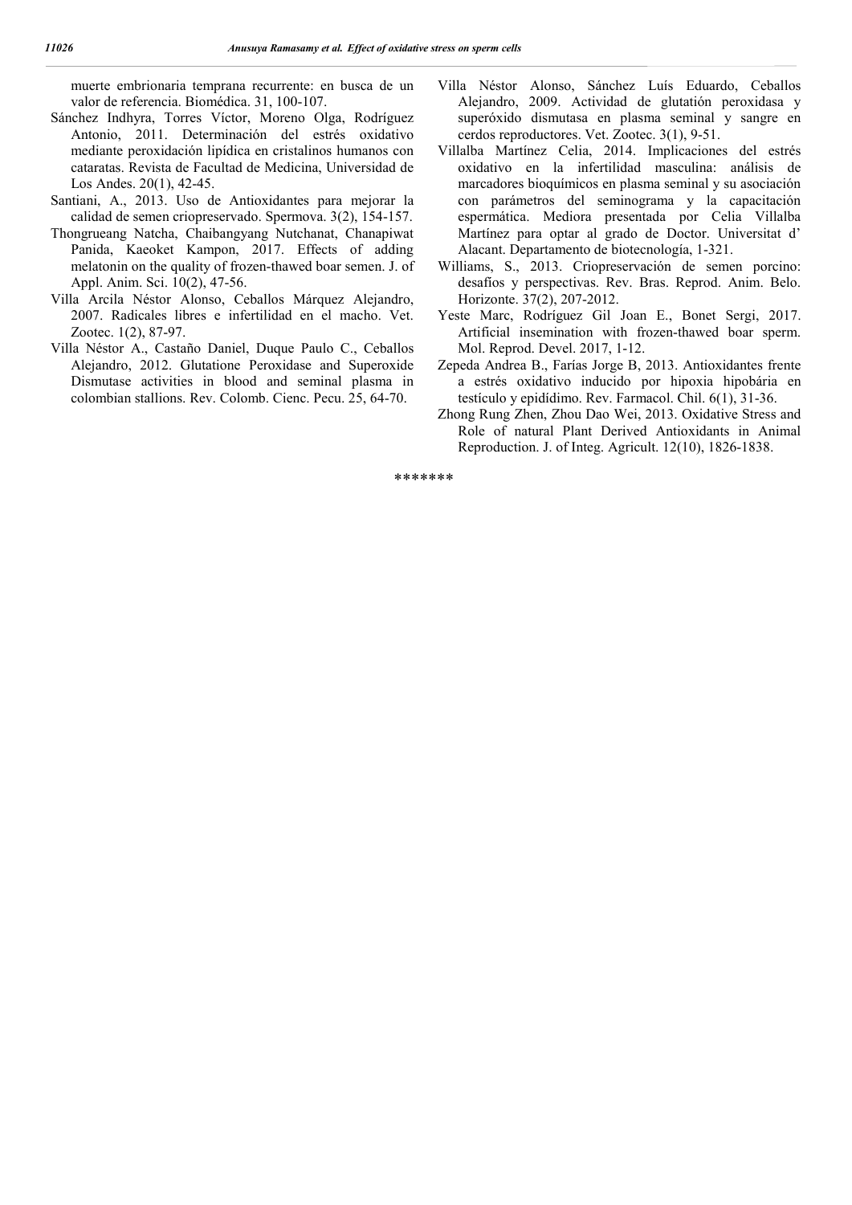muerte embrionaria temprana recurrente: en busca de un valor de referencia. Biomédica. 31, 100-107.

Sánchez Indhyra, Torres Víctor, Moreno Olga, Rodríguez Antonio, 2011. Determinación del estrés oxidativo mediante peroxidación lipídica en cristalinos humanos con cataratas. Revista de Facultad de Medicina, Universidad de Los Andes. 20(1), 42-45.

Santiani, A., 2013. Uso de Antioxidantes para mejorar la calidad de semen criopreservado. Spermova. 3(2), 154-157.

Thongrueang Natcha, Chaibangyang Nutchanat, Chanapiwat Panida, Kaeoket Kampon, 2017. Effects of adding melatonin on the quality of frozen-thawed boar semen. J. of Appl. Anim. Sci. 10(2), 47-56.

Villa Arcila Néstor Alonso, Ceballos Márquez Alejandro, 2007. Radicales libres e infertilidad en el macho. Vet. Zootec. 1(2), 87-97.

Villa Néstor A., Castaño Daniel, Duque Paulo C., Ceballos Alejandro, 2012. Glutatione Peroxidase and Superoxide Dismutase activities in blood and seminal plasma in colombian stallions. Rev. Colomb. Cienc. Pecu. 25, 64-70.

Villa Néstor Alonso, Sánchez Luís Eduardo, Ceballos Alejandro, 2009. Actividad de glutatión peroxidasa y superóxido dismutasa en plasma seminal y sangre en cerdos reproductores. Vet. Zootec. 3(1), 9-51.

Villalba Martínez Celia, 2014. Implicaciones del estrés oxidativo en la infertilidad masculina: análisis de marcadores bioquímicos en plasma seminal y su asociación con parámetros del seminograma y la capacitación espermática. Mediora presentada por Celia Villalba Martínez para optar al grado de Doctor. Universitat d' Alacant. Departamento de biotecnología, 1-321.

Williams, S., 2013. Criopreservación de semen porcino: desafíos y perspectivas. Rev. Bras. Reprod. Anim. Belo. Horizonte. 37(2), 207-2012.

Yeste Marc, Rodríguez Gil Joan E., Bonet Sergi, 2017. Artificial insemination with frozen-thawed boar sperm. Mol. Reprod. Devel. 2017, 1-12.

Zepeda Andrea B., Farías Jorge B, 2013. Antioxidantes frente a estrés oxidativo inducido por hipoxia hipobária en testículo y epidídimo. Rev. Farmacol. Chil. 6(1), 31-36.

Zhong Rung Zhen, Zhou Dao Wei, 2013. Oxidative Stress and Role of natural Plant Derived Antioxidants in Animal Reproduction. J. of Integ. Agricult. 12(10), 1826-1838.

*******